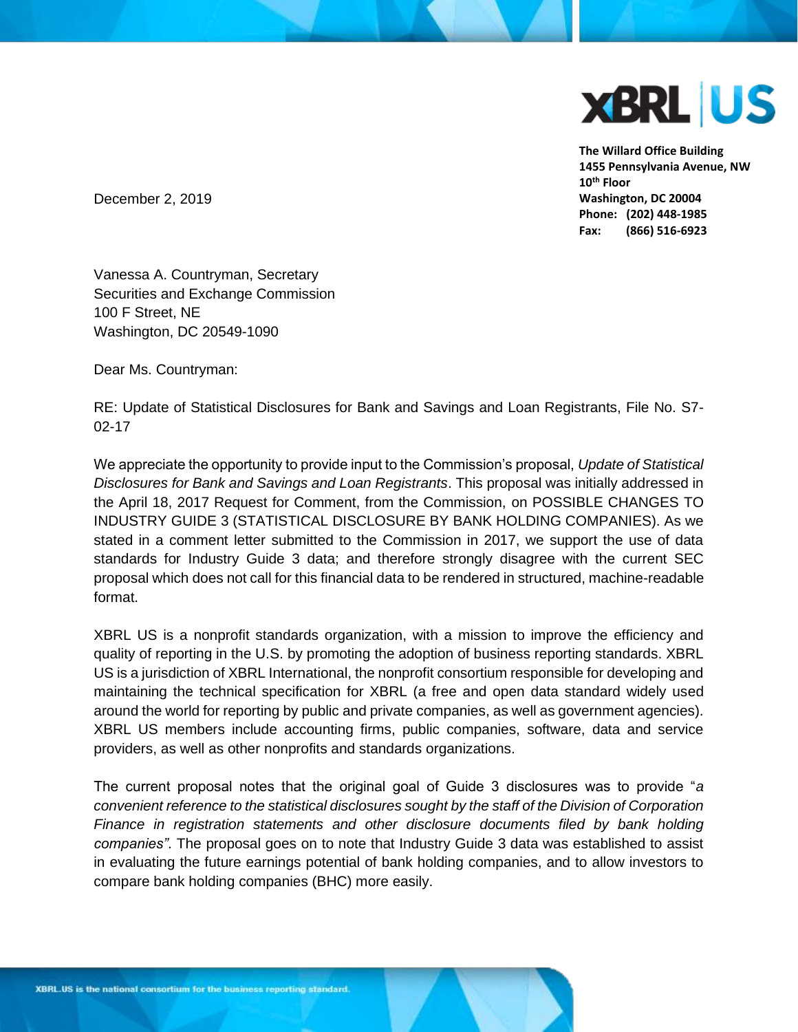XBRL US

**The Willard Office Building**
**1455 Pennsylvania Avenue, NW**
**10th Floor**
**Washington, DC 20004**
**Phone: (202) 448-1985**
**Fax: (866) 516-6923**

December 2, 2019

Vanessa A. Countryman, Secretary
Securities and Exchange Commission
100 F Street, NE
Washington, DC 20549-1090

Dear Ms. Countryman:

RE: Update of Statistical Disclosures for Bank and Savings and Loan Registrants, File No. S7-02-17

We appreciate the opportunity to provide input to the Commission's proposal, *Update of Statistical Disclosures for Bank and Savings and Loan Registrants*. This proposal was initially addressed in the April 18, 2017 Request for Comment, from the Commission, on POSSIBLE CHANGES TO INDUSTRY GUIDE 3 (STATISTICAL DISCLOSURE BY BANK HOLDING COMPANIES). As we stated in a comment letter submitted to the Commission in 2017, we support the use of data standards for Industry Guide 3 data; and therefore strongly disagree with the current SEC proposal which does not call for this financial data to be rendered in structured, machine-readable format.

XBRL US is a nonprofit standards organization, with a mission to improve the efficiency and quality of reporting in the U.S. by promoting the adoption of business reporting standards. XBRL US is a jurisdiction of XBRL International, the nonprofit consortium responsible for developing and maintaining the technical specification for XBRL (a free and open data standard widely used around the world for reporting by public and private companies, as well as government agencies). XBRL US members include accounting firms, public companies, software, data and service providers, as well as other nonprofits and standards organizations.

The current proposal notes that the original goal of Guide 3 disclosures was to provide "*a convenient reference to the statistical disclosures sought by the staff of the Division of Corporation Finance in registration statements and other disclosure documents filed by bank holding companies"*. The proposal goes on to note that Industry Guide 3 data was established to assist in evaluating the future earnings potential of bank holding companies, and to allow investors to compare bank holding companies (BHC) more easily.

XBRL.US is the national consortium for the business reporting standard.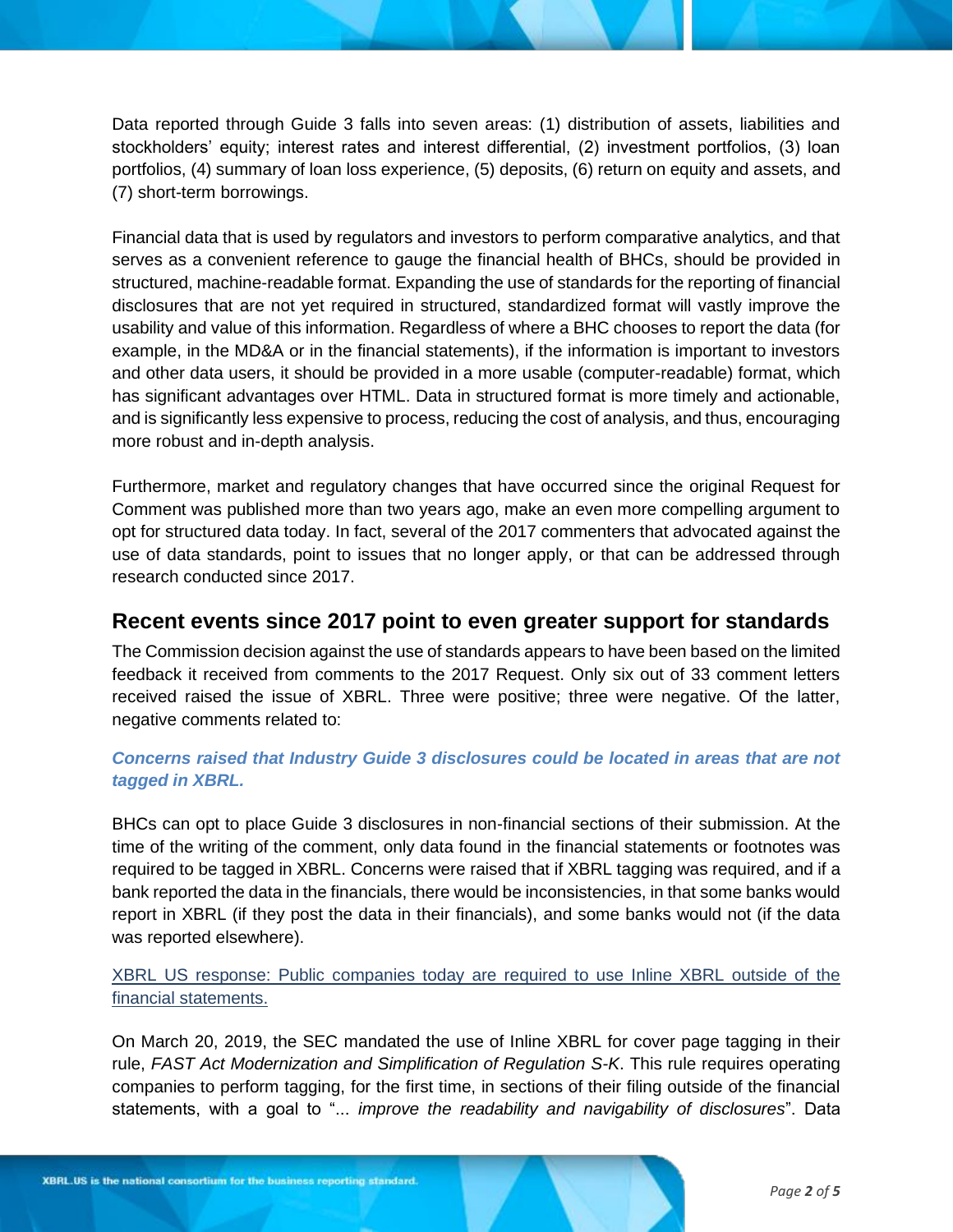Data reported through Guide 3 falls into seven areas: (1) distribution of assets, liabilities and stockholders' equity; interest rates and interest differential, (2) investment portfolios, (3) loan portfolios, (4) summary of loan loss experience, (5) deposits, (6) return on equity and assets, and (7) short-term borrowings.

Financial data that is used by regulators and investors to perform comparative analytics, and that serves as a convenient reference to gauge the financial health of BHCs, should be provided in structured, machine-readable format. Expanding the use of standards for the reporting of financial disclosures that are not yet required in structured, standardized format will vastly improve the usability and value of this information. Regardless of where a BHC chooses to report the data (for example, in the MD&A or in the financial statements), if the information is important to investors and other data users, it should be provided in a more usable (computer-readable) format, which has significant advantages over HTML. Data in structured format is more timely and actionable, and is significantly less expensive to process, reducing the cost of analysis, and thus, encouraging more robust and in-depth analysis.

Furthermore, market and regulatory changes that have occurred since the original Request for Comment was published more than two years ago, make an even more compelling argument to opt for structured data today. In fact, several of the 2017 commenters that advocated against the use of data standards, point to issues that no longer apply, or that can be addressed through research conducted since 2017.

## Recent events since 2017 point to even greater support for standards

The Commission decision against the use of standards appears to have been based on the limited feedback it received from comments to the 2017 Request. Only six out of 33 comment letters received raised the issue of XBRL. Three were positive; three were negative. Of the latter, negative comments related to:

***Concerns raised that Industry Guide 3 disclosures could be located in areas that are not tagged in XBRL.***

BHCs can opt to place Guide 3 disclosures in non-financial sections of their submission. At the time of the writing of the comment, only data found in the financial statements or footnotes was required to be tagged in XBRL. Concerns were raised that if XBRL tagging was required, and if a bank reported the data in the financials, there would be inconsistencies, in that some banks would report in XBRL (if they post the data in their financials), and some banks would not (if the data was reported elsewhere).

XBRL US response: Public companies today are required to use Inline XBRL outside of the financial statements.

On March 20, 2019, the SEC mandated the use of Inline XBRL for cover page tagging in their rule, *FAST Act Modernization and Simplification of Regulation S-K*. This rule requires operating companies to perform tagging, for the first time, in sections of their filing outside of the financial statements, with a goal to "... *improve the readability and navigability of disclosures*". Data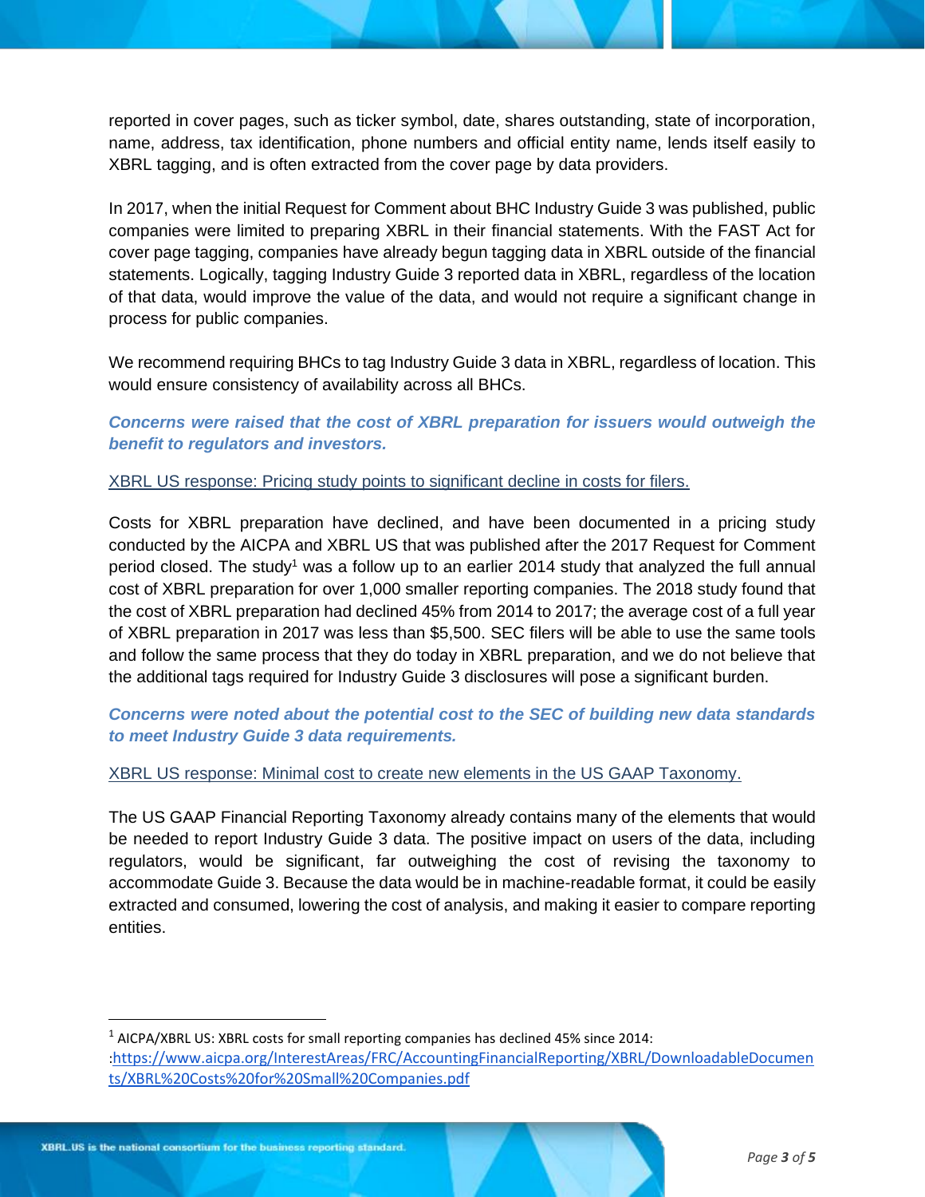reported in cover pages, such as ticker symbol, date, shares outstanding, state of incorporation, name, address, tax identification, phone numbers and official entity name, lends itself easily to XBRL tagging, and is often extracted from the cover page by data providers.

In 2017, when the initial Request for Comment about BHC Industry Guide 3 was published, public companies were limited to preparing XBRL in their financial statements. With the FAST Act for cover page tagging, companies have already begun tagging data in XBRL outside of the financial statements. Logically, tagging Industry Guide 3 reported data in XBRL, regardless of the location of that data, would improve the value of the data, and would not require a significant change in process for public companies.

We recommend requiring BHCs to tag Industry Guide 3 data in XBRL, regardless of location. This would ensure consistency of availability across all BHCs.

***Concerns were raised that the cost of XBRL preparation for issuers would outweigh the benefit to regulators and investors.***

XBRL US response: Pricing study points to significant decline in costs for filers.

Costs for XBRL preparation have declined, and have been documented in a pricing study conducted by the AICPA and XBRL US that was published after the 2017 Request for Comment period closed. The study[1] was a follow up to an earlier 2014 study that analyzed the full annual cost of XBRL preparation for over 1,000 smaller reporting companies. The 2018 study found that the cost of XBRL preparation had declined 45% from 2014 to 2017; the average cost of a full year of XBRL preparation in 2017 was less than $5,500. SEC filers will be able to use the same tools and follow the same process that they do today in XBRL preparation, and we do not believe that the additional tags required for Industry Guide 3 disclosures will pose a significant burden.

***Concerns were noted about the potential cost to the SEC of building new data standards to meet Industry Guide 3 data requirements.***

XBRL US response: Minimal cost to create new elements in the US GAAP Taxonomy.

The US GAAP Financial Reporting Taxonomy already contains many of the elements that would be needed to report Industry Guide 3 data. The positive impact on users of the data, including regulators, would be significant, far outweighing the cost of revising the taxonomy to accommodate Guide 3. Because the data would be in machine-readable format, it could be easily extracted and consumed, lowering the cost of analysis, and making it easier to compare reporting entities.

---

[1] AICPA/XBRL US: XBRL costs for small reporting companies has declined 45% since 2014: :https://www.aicpa.org/InterestAreas/FRC/AccountingFinancialReporting/XBRL/DownloadableDocuments/XBRL%20Costs%20for%20Small%20Companies.pdf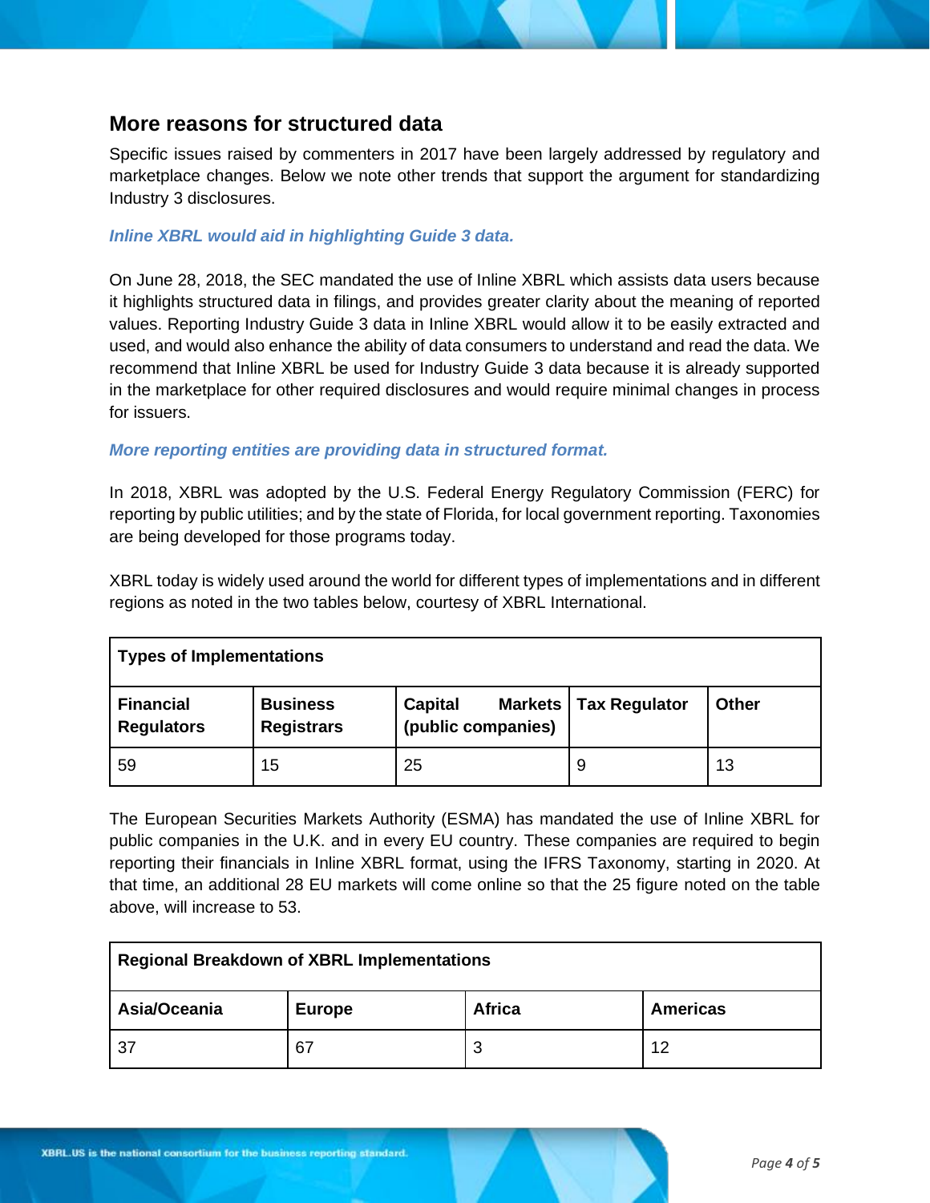## More reasons for structured data

Specific issues raised by commenters in 2017 have been largely addressed by regulatory and marketplace changes. Below we note other trends that support the argument for standardizing Industry 3 disclosures.

***Inline XBRL would aid in highlighting Guide 3 data.***

On June 28, 2018, the SEC mandated the use of Inline XBRL which assists data users because it highlights structured data in filings, and provides greater clarity about the meaning of reported values. Reporting Industry Guide 3 data in Inline XBRL would allow it to be easily extracted and used, and would also enhance the ability of data consumers to understand and read the data. We recommend that Inline XBRL be used for Industry Guide 3 data because it is already supported in the marketplace for other required disclosures and would require minimal changes in process for issuers.

***More reporting entities are providing data in structured format.***

In 2018, XBRL was adopted by the U.S. Federal Energy Regulatory Commission (FERC) for reporting by public utilities; and by the state of Florida, for local government reporting. Taxonomies are being developed for those programs today.

XBRL today is widely used around the world for different types of implementations and in different regions as noted in the two tables below, courtesy of XBRL International.

| Types of Implementations | | | | |
|---|---|---|---|---|
| **Financial Regulators** | **Business Registrars** | **Capital Markets (public companies)** | **Tax Regulator** | **Other** |
| 59 | 15 | 25 | 9 | 13 |

The European Securities Markets Authority (ESMA) has mandated the use of Inline XBRL for public companies in the U.K. and in every EU country. These companies are required to begin reporting their financials in Inline XBRL format, using the IFRS Taxonomy, starting in 2020. At that time, an additional 28 EU markets will come online so that the 25 figure noted on the table above, will increase to 53.

| Regional Breakdown of XBRL Implementations | | | |
|---|---|---|---|
| **Asia/Oceania** | **Europe** | **Africa** | **Americas** |
| 37 | 67 | 3 | 12 |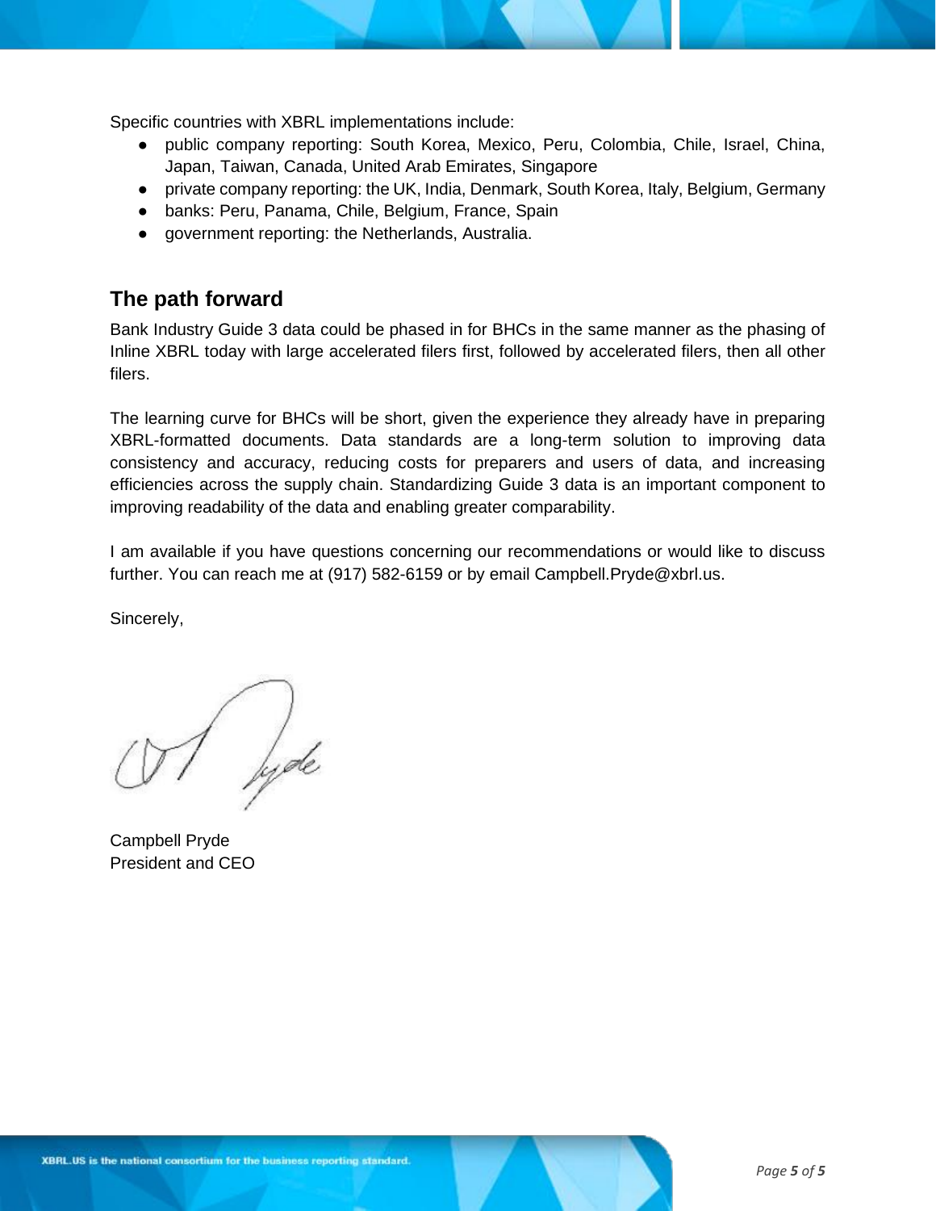Specific countries with XBRL implementations include:

- public company reporting: South Korea, Mexico, Peru, Colombia, Chile, Israel, China, Japan, Taiwan, Canada, United Arab Emirates, Singapore
- private company reporting: the UK, India, Denmark, South Korea, Italy, Belgium, Germany
- banks: Peru, Panama, Chile, Belgium, France, Spain
- government reporting: the Netherlands, Australia.

## The path forward

Bank Industry Guide 3 data could be phased in for BHCs in the same manner as the phasing of Inline XBRL today with large accelerated filers first, followed by accelerated filers, then all other filers.

The learning curve for BHCs will be short, given the experience they already have in preparing XBRL-formatted documents. Data standards are a long-term solution to improving data consistency and accuracy, reducing costs for preparers and users of data, and increasing efficiencies across the supply chain. Standardizing Guide 3 data is an important component to improving readability of the data and enabling greater comparability.

I am available if you have questions concerning our recommendations or would like to discuss further. You can reach me at (917) 582-6159 or by email Campbell.Pryde@xbrl.us.

Sincerely,

Campbell Pryde
President and CEO